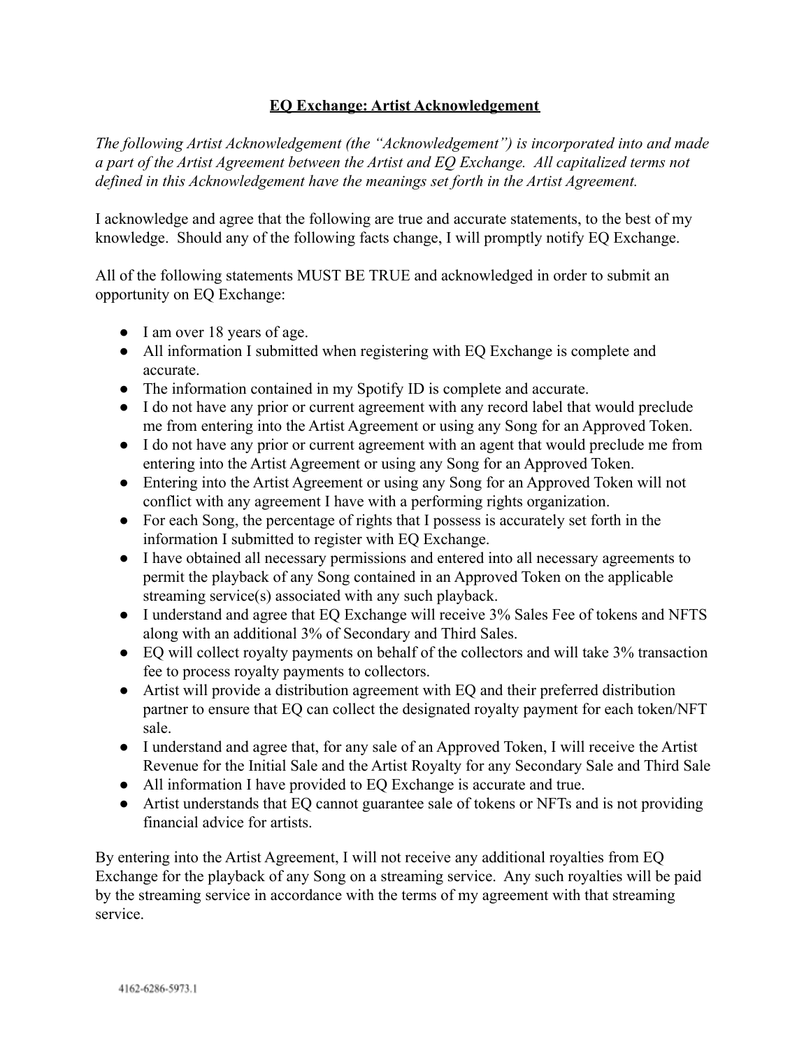# **EQ Exchange: Artist Acknowledgement**

*The following Artist Acknowledgement (the "Acknowledgement") is incorporated into and made a part of the Artist Agreement between the Artist and EQ Exchange. All capitalized terms not defined in this Acknowledgement have the meanings set forth in the Artist Agreement.*

I acknowledge and agree that the following are true and accurate statements, to the best of my knowledge. Should any of the following facts change, I will promptly notify EQ Exchange.

All of the following statements MUST BE TRUE and acknowledged in order to submit an opportunity on EQ Exchange:

- I am over 18 years of age.
- All information I submitted when registering with EQ Exchange is complete and accurate.
- The information contained in my Spotify ID is complete and accurate.
- I do not have any prior or current agreement with any record label that would preclude me from entering into the Artist Agreement or using any Song for an Approved Token.
- I do not have any prior or current agreement with an agent that would preclude me from entering into the Artist Agreement or using any Song for an Approved Token.
- Entering into the Artist Agreement or using any Song for an Approved Token will not conflict with any agreement I have with a performing rights organization.
- For each Song, the percentage of rights that I possess is accurately set forth in the information I submitted to register with EQ Exchange.
- I have obtained all necessary permissions and entered into all necessary agreements to permit the playback of any Song contained in an Approved Token on the applicable streaming service(s) associated with any such playback.
- I understand and agree that EQ Exchange will receive 3% Sales Fee of tokens and NFTS along with an additional 3% of Secondary and Third Sales.
- EQ will collect royalty payments on behalf of the collectors and will take 3% transaction fee to process royalty payments to collectors.
- Artist will provide a distribution agreement with EQ and their preferred distribution partner to ensure that EQ can collect the designated royalty payment for each token/NFT sale.
- I understand and agree that, for any sale of an Approved Token, I will receive the Artist Revenue for the Initial Sale and the Artist Royalty for any Secondary Sale and Third Sale
- All information I have provided to EQ Exchange is accurate and true.
- Artist understands that EQ cannot guarantee sale of tokens or NFTs and is not providing financial advice for artists.

By entering into the Artist Agreement, I will not receive any additional royalties from EQ Exchange for the playback of any Song on a streaming service. Any such royalties will be paid by the streaming service in accordance with the terms of my agreement with that streaming service.

4162-6286-5973.1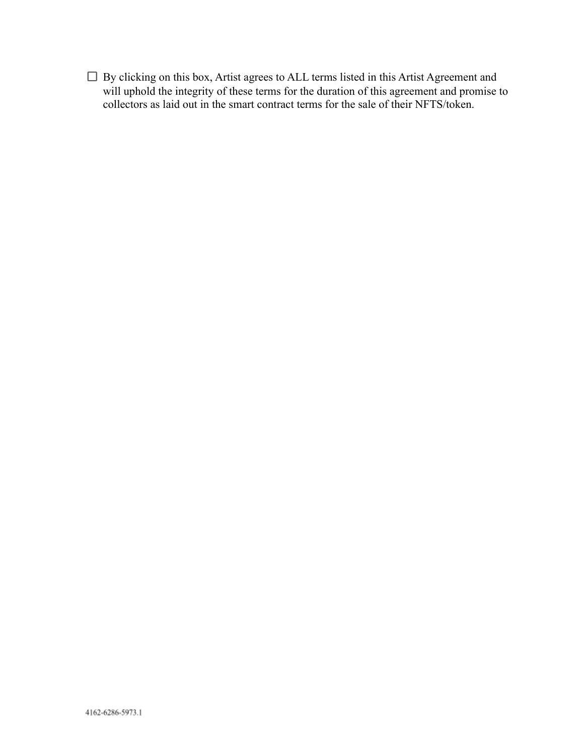☐ By clicking on this box, Artist agrees to ALL terms listed in this Artist Agreement and will uphold the integrity of these terms for the duration of this agreement and promise to collectors as laid out in the smart contract terms for the sale of their NFTS/token.